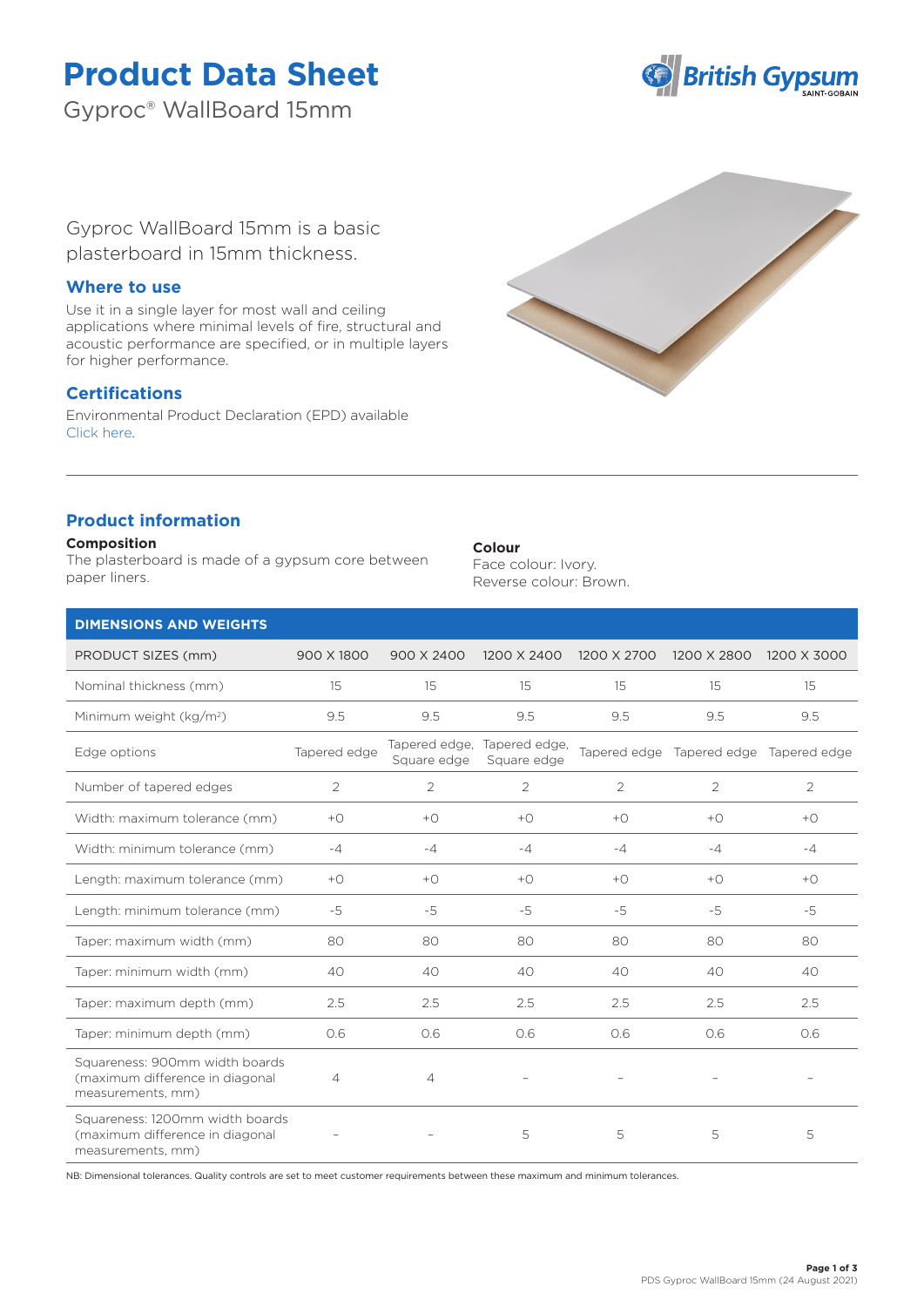# Product Data Sheet

Gyproc® WallBoard 15mm

British Gypsum SAINT-GOBAIN

Gyproc WallBoard 15mm is a basic plasterboard in 15mm thickness.

## Where to use

Use it in a single layer for most wall and ceiling applications where minimal levels of fire, structural and acoustic performance are specified, or in multiple layers for higher performance.

## Certifications

Environmental Product Declaration (EPD) available
Click here.

## Product information

**Composition**
The plasterboard is made of a gypsum core between paper liners.

**Colour**
Face colour: Ivory.
Reverse colour: Brown.

| DIMENSIONS AND WEIGHTS | | | | | | |
|---|---|---|---|---|---|---|
| PRODUCT SIZES (mm) | 900 X 1800 | 900 X 2400 | 1200 X 2400 | 1200 X 2700 | 1200 X 2800 | 1200 X 3000 |
| Nominal thickness (mm) | 15 | 15 | 15 | 15 | 15 | 15 |
| Minimum weight (kg/m²) | 9.5 | 9.5 | 9.5 | 9.5 | 9.5 | 9.5 |
| Edge options | Tapered edge | Tapered edge, Square edge | Tapered edge, Square edge | Tapered edge | Tapered edge | Tapered edge |
| Number of tapered edges | 2 | 2 | 2 | 2 | 2 | 2 |
| Width: maximum tolerance (mm) | +0 | +0 | +0 | +0 | +0 | +0 |
| Width: minimum tolerance (mm) | -4 | -4 | -4 | -4 | -4 | -4 |
| Length: maximum tolerance (mm) | +0 | +0 | +0 | +0 | +0 | +0 |
| Length: minimum tolerance (mm) | -5 | -5 | -5 | -5 | -5 | -5 |
| Taper: maximum width (mm) | 80 | 80 | 80 | 80 | 80 | 80 |
| Taper: minimum width (mm) | 40 | 40 | 40 | 40 | 40 | 40 |
| Taper: maximum depth (mm) | 2.5 | 2.5 | 2.5 | 2.5 | 2.5 | 2.5 |
| Taper: minimum depth (mm) | 0.6 | 0.6 | 0.6 | 0.6 | 0.6 | 0.6 |
| Squareness: 900mm width boards (maximum difference in diagonal measurements, mm) | 4 | 4 | – | – | – | – |
| Squareness: 1200mm width boards (maximum difference in diagonal measurements, mm) | – | – | 5 | 5 | 5 | 5 |

NB: Dimensional tolerances. Quality controls are set to meet customer requirements between these maximum and minimum tolerances.

PDS Gyproc WallBoard 15mm (24 August 2021)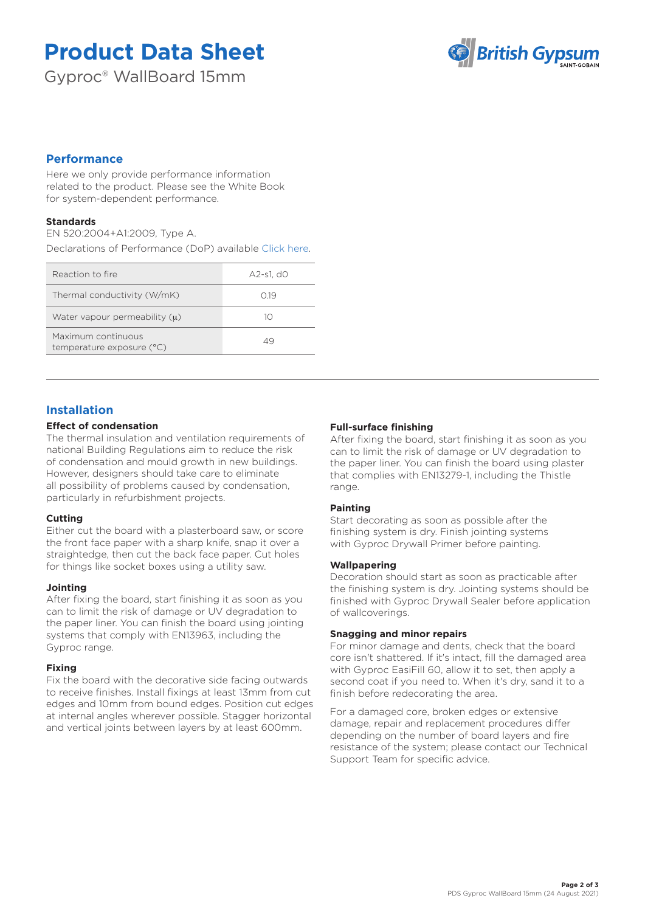# Product Data Sheet

Gyproc® WallBoard 15mm

## Performance

Here we only provide performance information related to the product. Please see the White Book for system-dependent performance.

### Standards

EN 520:2004+A1:2009, Type A.

Declarations of Performance (DoP) available Click here.

| | |
|---|---|
| Reaction to fire | A2-s1, d0 |
| Thermal conductivity (W/mK) | 0.19 |
| Water vapour permeability ($\mu$) | 10 |
| Maximum continuous temperature exposure (°C) | 49 |

## Installation

### Effect of condensation

The thermal insulation and ventilation requirements of national Building Regulations aim to reduce the risk of condensation and mould growth in new buildings. However, designers should take care to eliminate all possibility of problems caused by condensation, particularly in refurbishment projects.

### Cutting

Either cut the board with a plasterboard saw, or score the front face paper with a sharp knife, snap it over a straightedge, then cut the back face paper. Cut holes for things like socket boxes using a utility saw.

### Jointing

After fixing the board, start finishing it as soon as you can to limit the risk of damage or UV degradation to the paper liner. You can finish the board using jointing systems that comply with EN13963, including the Gyproc range.

### Fixing

Fix the board with the decorative side facing outwards to receive finishes. Install fixings at least 13mm from cut edges and 10mm from bound edges. Position cut edges at internal angles wherever possible. Stagger horizontal and vertical joints between layers by at least 600mm.

### Full-surface finishing

After fixing the board, start finishing it as soon as you can to limit the risk of damage or UV degradation to the paper liner. You can finish the board using plaster that complies with EN13279-1, including the Thistle range.

### Painting

Start decorating as soon as possible after the finishing system is dry. Finish jointing systems with Gyproc Drywall Primer before painting.

### Wallpapering

Decoration should start as soon as practicable after the finishing system is dry. Jointing systems should be finished with Gyproc Drywall Sealer before application of wallcoverings.

### Snagging and minor repairs

For minor damage and dents, check that the board core isn't shattered. If it's intact, fill the damaged area with Gyproc EasiFill 60, allow it to set, then apply a second coat if you need to. When it's dry, sand it to a finish before redecorating the area.

For a damaged core, broken edges or extensive damage, repair and replacement procedures differ depending on the number of board layers and fire resistance of the system; please contact our Technical Support Team for specific advice.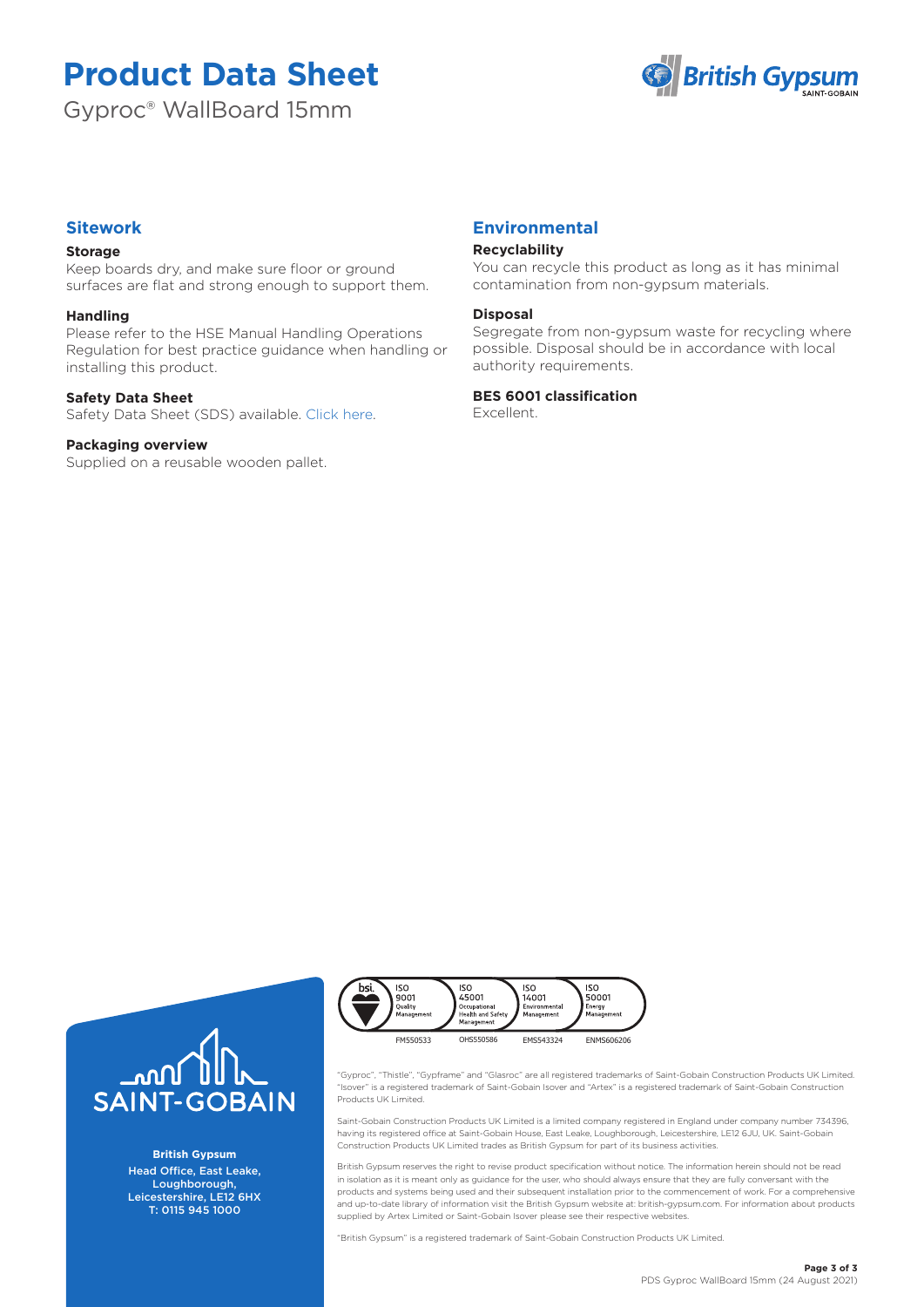# Product Data Sheet

Gyproc® WallBoard 15mm

## Sitework

### Storage

Keep boards dry, and make sure floor or ground surfaces are flat and strong enough to support them.

### Handling

Please refer to the HSE Manual Handling Operations Regulation for best practice guidance when handling or installing this product.

### Safety Data Sheet

Safety Data Sheet (SDS) available. Click here.

### Packaging overview

Supplied on a reusable wooden pallet.

## Environmental

### Recyclability

You can recycle this product as long as it has minimal contamination from non-gypsum materials.

### Disposal

Segregate from non-gypsum waste for recycling where possible. Disposal should be in accordance with local authority requirements.

### BES 6001 classification

Excellent.

ISO 9001 Quality Management FM550533
ISO 45001 Occupational Health and Safety Management OHS550586
ISO 14001 Environmental Management EMS543324
ISO 50001 Energy Management ENMS606206

**British Gypsum**
Head Office, East Leake, Loughborough, Leicestershire, LE12 6HX
T: 0115 945 1000

"Gyproc", "Thistle", "Gypframe" and "Glasroc" are all registered trademarks of Saint-Gobain Construction Products UK Limited. "Isover" is a registered trademark of Saint-Gobain Isover and "Artex" is a registered trademark of Saint-Gobain Construction Products UK Limited.

Saint-Gobain Construction Products UK Limited is a limited company registered in England under company number 734396, having its registered office at Saint-Gobain House, East Leake, Loughborough, Leicestershire, LE12 6JU, UK. Saint-Gobain Construction Products UK Limited trades as British Gypsum for part of its business activities.

British Gypsum reserves the right to revise product specification without notice. The information herein should not be read in isolation as it is meant only as guidance for the user, who should always ensure that they are fully conversant with the products and systems being used and their subsequent installation prior to the commencement of work. For a comprehensive and up-to-date library of information visit the British Gypsum website at: british-gypsum.com. For information about products supplied by Artex Limited or Saint-Gobain Isover please see their respective websites.

"British Gypsum" is a registered trademark of Saint-Gobain Construction Products UK Limited.

PDS Gyproc WallBoard 15mm (24 August 2021)